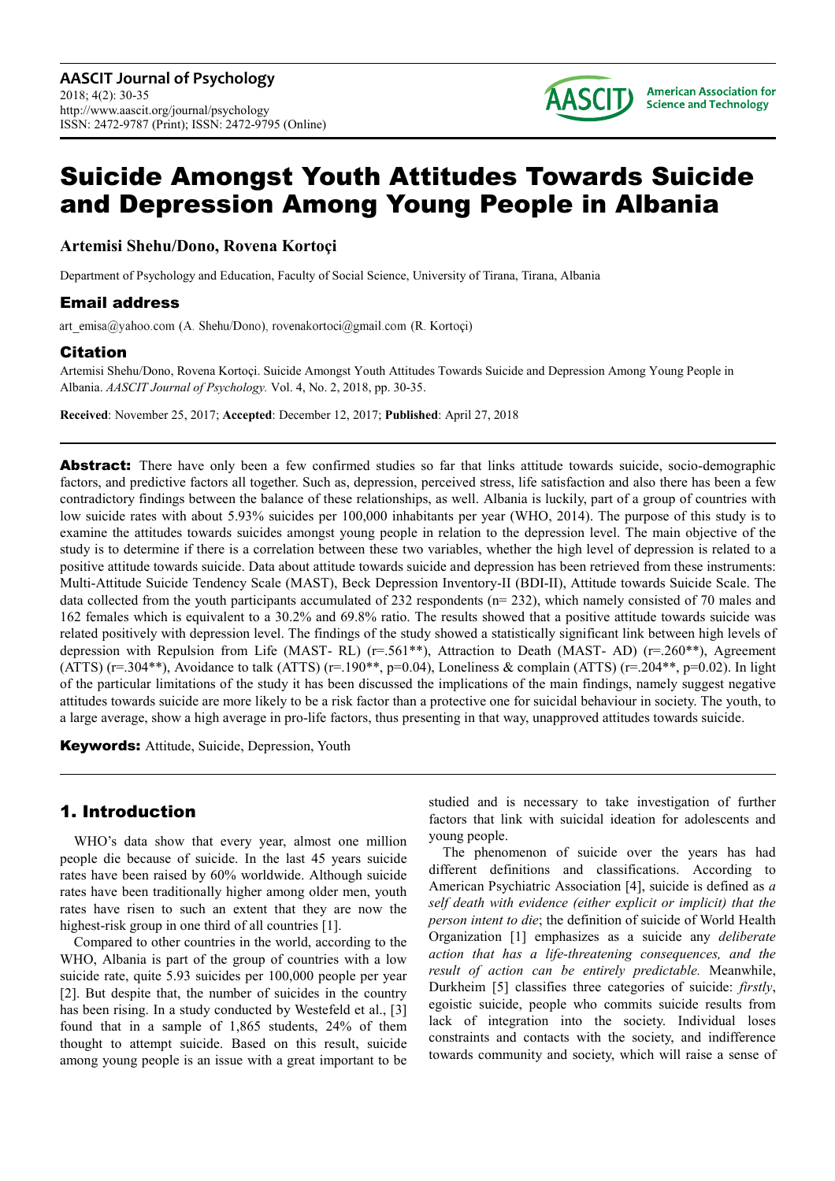# Suicide Amongst Youth Attitudes Towards Suicide and Depression Among Young People in Albania

**Artemisi Shehu/Dono, Rovena Kortoçi**

Department of Psychology and Education, Faculty of Social Science, University of Tirana, Tirana, Albania

## Email address

art_emisa@yahoo.com (A. Shehu/Dono), rovenakortoci@gmail.com (R. Kortoçi)

## Citation

Artemisi Shehu/Dono, Rovena Kortoçi. Suicide Amongst Youth Attitudes Towards Suicide and Depression Among Young People in Albania. *AASCIT Journal of Psychology.* Vol. 4, No. 2, 2018, pp. 30-35.

**Received**: November 25, 2017; **Accepted**: December 12, 2017; **Published**: April 27, 2018

---

**Abstract:** There have only been a few confirmed studies so far that links attitude towards suicide, socio-demographic factors, and predictive factors all together. Such as, depression, perceived stress, life satisfaction and also there has been a few contradictory findings between the balance of these relationships, as well. Albania is luckily, part of a group of countries with low suicide rates with about 5.93% suicides per 100,000 inhabitants per year (WHO, 2014). The purpose of this study is to examine the attitudes towards suicides amongst young people in relation to the depression level. The main objective of the study is to determine if there is a correlation between these two variables, whether the high level of depression is related to a positive attitude towards suicide. Data about attitude towards suicide and depression has been retrieved from these instruments: Multi-Attitude Suicide Tendency Scale (MAST), Beck Depression Inventory-II (BDI-II), Attitude towards Suicide Scale. The data collected from the youth participants accumulated of 232 respondents (n= 232), which namely consisted of 70 males and 162 females which is equivalent to a 30.2% and 69.8% ratio. The results showed that a positive attitude towards suicide was related positively with depression level. The findings of the study showed a statistically significant link between high levels of depression with Repulsion from Life (MAST- RL) (r=.561**), Attraction to Death (MAST- AD) (r=.260**), Agreement (ATTS) (r=.304**), Avoidance to talk (ATTS) (r=.190**, p=0.04), Loneliness & complain (ATTS) (r=.204**, p=0.02). In light of the particular limitations of the study it has been discussed the implications of the main findings, namely suggest negative attitudes towards suicide are more likely to be a risk factor than a protective one for suicidal behaviour in society. The youth, to a large average, show a high average in pro-life factors, thus presenting in that way, unapproved attitudes towards suicide.

**Keywords:** Attitude, Suicide, Depression, Youth

---

## 1. Introduction

WHO's data show that every year, almost one million people die because of suicide. In the last 45 years suicide rates have been raised by 60% worldwide. Although suicide rates have been traditionally higher among older men, youth rates have risen to such an extent that they are now the highest-risk group in one third of all countries [1].

Compared to other countries in the world, according to the WHO, Albania is part of the group of countries with a low suicide rate, quite 5.93 suicides per 100,000 people per year [2]. But despite that, the number of suicides in the country has been rising. In a study conducted by Westefeld et al., [3] found that in a sample of 1,865 students, 24% of them thought to attempt suicide. Based on this result, suicide among young people is an issue with a great important to be studied and is necessary to take investigation of further factors that link with suicidal ideation for adolescents and young people.

The phenomenon of suicide over the years has had different definitions and classifications. According to American Psychiatric Association [4], suicide is defined as *a self death with evidence (either explicit or implicit) that the person intent to die*; the definition of suicide of World Health Organization [1] emphasizes as a suicide any *deliberate action that has a life-threatening consequences, and the result of action can be entirely predictable.* Meanwhile, Durkheim [5] classifies three categories of suicide: *firstly*, egoistic suicide, people who commits suicide results from lack of integration into the society. Individual loses constraints and contacts with the society, and indifference towards community and society, which will raise a sense of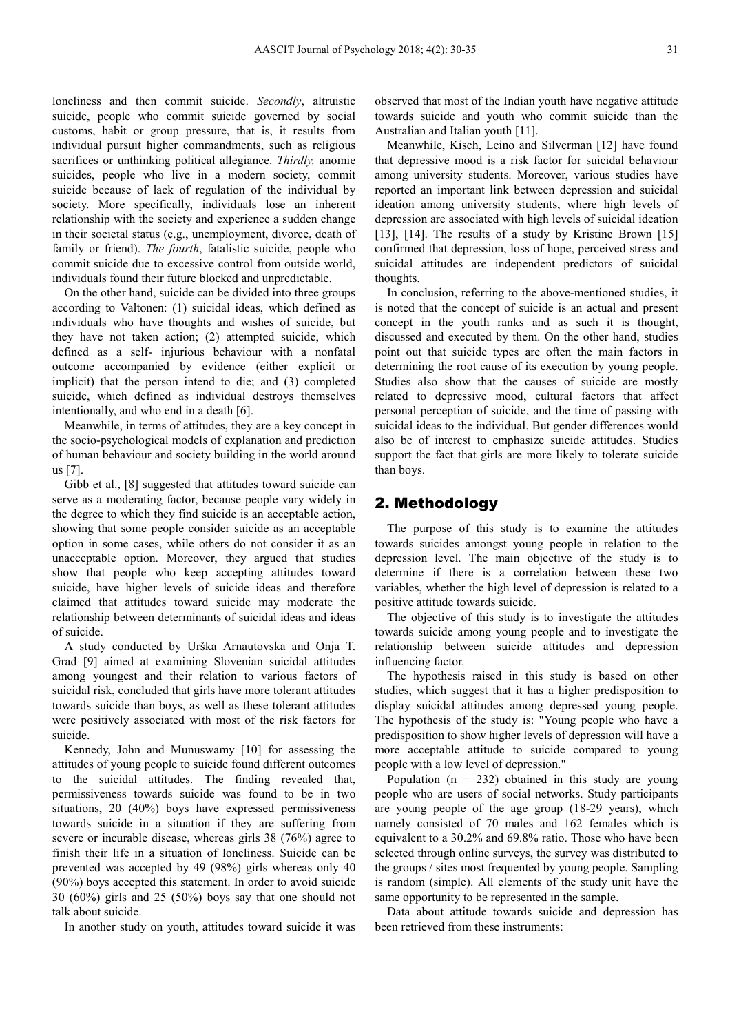loneliness and then commit suicide. *Secondly*, altruistic suicide, people who commit suicide governed by social customs, habit or group pressure, that is, it results from individual pursuit higher commandments, such as religious sacrifices or unthinking political allegiance. *Thirdly,* anomie suicides, people who live in a modern society, commit suicide because of lack of regulation of the individual by society. More specifically, individuals lose an inherent relationship with the society and experience a sudden change in their societal status (e.g., unemployment, divorce, death of family or friend). *The fourth*, fatalistic suicide, people who commit suicide due to excessive control from outside world, individuals found their future blocked and unpredictable.

On the other hand, suicide can be divided into three groups according to Valtonen: (1) suicidal ideas, which defined as individuals who have thoughts and wishes of suicide, but they have not taken action; (2) attempted suicide, which defined as a self- injurious behaviour with a nonfatal outcome accompanied by evidence (either explicit or implicit) that the person intend to die; and (3) completed suicide, which defined as individual destroys themselves intentionally, and who end in a death [6].

Meanwhile, in terms of attitudes, they are a key concept in the socio-psychological models of explanation and prediction of human behaviour and society building in the world around us [7].

Gibb et al., [8] suggested that attitudes toward suicide can serve as a moderating factor, because people vary widely in the degree to which they find suicide is an acceptable action, showing that some people consider suicide as an acceptable option in some cases, while others do not consider it as an unacceptable option. Moreover, they argued that studies show that people who keep accepting attitudes toward suicide, have higher levels of suicide ideas and therefore claimed that attitudes toward suicide may moderate the relationship between determinants of suicidal ideas and ideas of suicide.

A study conducted by Urška Arnautovska and Onja T. Grad [9] aimed at examining Slovenian suicidal attitudes among youngest and their relation to various factors of suicidal risk, concluded that girls have more tolerant attitudes towards suicide than boys, as well as these tolerant attitudes were positively associated with most of the risk factors for suicide.

Kennedy, John and Munuswamy [10] for assessing the attitudes of young people to suicide found different outcomes to the suicidal attitudes. The finding revealed that, permissiveness towards suicide was found to be in two situations, 20 (40%) boys have expressed permissiveness towards suicide in a situation if they are suffering from severe or incurable disease, whereas girls 38 (76%) agree to finish their life in a situation of loneliness. Suicide can be prevented was accepted by 49 (98%) girls whereas only 40 (90%) boys accepted this statement. In order to avoid suicide 30 (60%) girls and 25 (50%) boys say that one should not talk about suicide.

In another study on youth, attitudes toward suicide it was observed that most of the Indian youth have negative attitude towards suicide and youth who commit suicide than the Australian and Italian youth [11].

Meanwhile, Kisch, Leino and Silverman [12] have found that depressive mood is a risk factor for suicidal behaviour among university students. Moreover, various studies have reported an important link between depression and suicidal ideation among university students, where high levels of depression are associated with high levels of suicidal ideation [13], [14]. The results of a study by Kristine Brown [15] confirmed that the depression, loss of hope, perceived stress and suicidal attitudes are independent predictors of suicidal thoughts.

In conclusion, referring to the above-mentioned studies, it is noted that the concept of suicide is an actual and present concept in the youth ranks and as such it is thought, discussed and executed by them. On the other hand, studies point out that suicide types are often the main factors in determining the root cause of its execution by young people. Studies also show that the causes of suicide are mostly related to depressive mood, cultural factors that affect personal perception of suicide, and the time of passing with suicidal ideas to the individual. But gender differences would also be of interest to emphasize suicide attitudes. Studies support the fact that girls are more likely to tolerate suicide than boys.

## 2. Methodology

The purpose of this study is to examine the attitudes towards suicides amongst young people in relation to the depression level. The main objective of the study is to determine if there is a correlation between these two variables, whether the high level of depression is related to a positive attitude towards suicide.

The objective of this study is to investigate the attitudes towards suicide among young people and to investigate the relationship between suicide attitudes and depression influencing factor.

The hypothesis raised in this study is based on other studies, which suggest that it has a higher predisposition to display suicidal attitudes among depressed young people. The hypothesis of the study is: "Young people who have a predisposition to show higher levels of depression will have a more acceptable attitude to suicide compared to young people with a low level of depression."

Population ($n = 232$) obtained in this study are young people who are users of social networks. Study participants are young people of the age group (18-29 years), which namely consisted of 70 males and 162 females which is equivalent to a 30.2% and 69.8% ratio. Those who have been selected through online surveys, the survey was distributed to the groups / sites most frequented by young people. Sampling is random (simple). All elements of the study unit have the same opportunity to be represented in the sample.

Data about attitude towards suicide and depression has been retrieved from these instruments: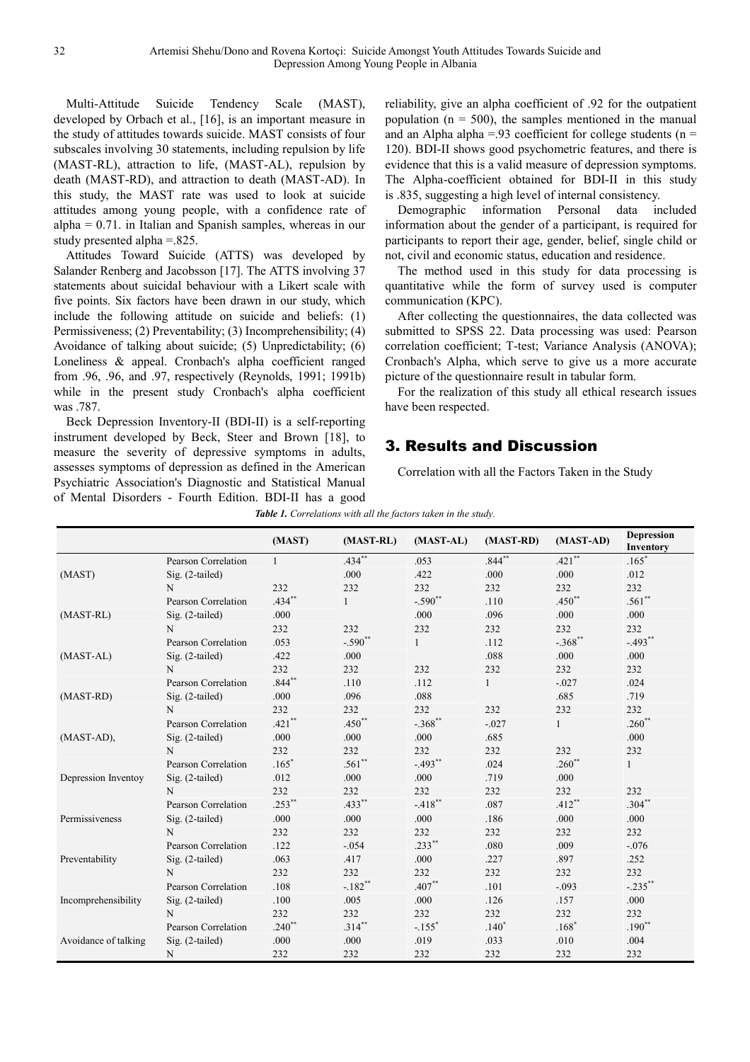Multi-Attitude Suicide Tendency Scale (MAST), developed by Orbach et al., [16], is an important measure in the study of attitudes towards suicide. MAST consists of four subscales involving 30 statements, including repulsion by life (MAST-RL), attraction to life, (MAST-AL), repulsion by death (MAST-RD), and attraction to death (MAST-AD). In this study, the MAST rate was used to look at suicide attitudes among young people, with a confidence rate of alpha = 0.71. in Italian and Spanish samples, whereas in our study presented alpha =.825.

Attitudes Toward Suicide (ATTS) was developed by Salander Renberg and Jacobsson [17]. The ATTS involving 37 statements about suicidal behaviour with a Likert scale with five points. Six factors have been drawn in our study, which include the following attitude on suicide and beliefs: (1) Permissiveness; (2) Preventability; (3) Incomprehensibility; (4) Avoidance of talking about suicide; (5) Unpredictability; (6) Loneliness & appeal. Cronbach's alpha coefficient ranged from .96, .96, and .97, respectively (Reynolds, 1991; 1991b) while in the present study Cronbach's alpha coefficient was .787.

Beck Depression Inventory-II (BDI-II) is a self-reporting instrument developed by Beck, Steer and Brown [18], to measure the severity of depressive symptoms in adults, assesses symptoms of depression as defined in the American Psychiatric Association's Diagnostic and Statistical Manual of Mental Disorders - Fourth Edition. BDI-II has a good reliability, give an alpha coefficient of .92 for the outpatient population (n = 500), the samples mentioned in the manual and an Alpha alpha =.93 coefficient for college students (n = 120). BDI-II shows good psychometric features, and there is evidence that this is a valid measure of depression symptoms. The Alpha-coefficient obtained for BDI-II in this study is .835, suggesting a high level of internal consistency.

Demographic information Personal data included information about the gender of a participant, is required for participants to report their age, gender, belief, single child or not, civil and economic status, education and residence.

The method used in this study for data processing is quantitative while the form of survey used is computer communication (KPC).

After collecting the questionnaires, the data collected was submitted to SPSS 22. Data processing was used: Pearson correlation coefficient; T-test; Variance Analysis (ANOVA); Cronbach's Alpha, which serve to give us a more accurate picture of the questionnaire result in tabular form.

For the realization of this study all ethical research issues have been respected.

## 3. Results and Discussion

Correlation with all the Factors Taken in the Study

***Table 1.*** *Correlations with all the factors taken in the study.*

| | | (MAST) | (MAST-RL) | (MAST-AL) | (MAST-RD) | (MAST-AD) | Depression Inventory |
|---|---|---|---|---|---|---|---|
| (MAST) | Pearson Correlation | 1 | .434** | .053 | .844** | .421** | .165* |
| | Sig. (2-tailed) | | .000 | .422 | .000 | .000 | .012 |
| | N | 232 | 232 | 232 | 232 | 232 | 232 |
| (MAST-RL) | Pearson Correlation | .434** | 1 | -.590** | .110 | .450** | .561** |
| | Sig. (2-tailed) | .000 | | .000 | .096 | .000 | .000 |
| | N | 232 | 232 | 232 | 232 | 232 | 232 |
| (MAST-AL) | Pearson Correlation | .053 | -.590** | 1 | .112 | -.368** | -.493** |
| | Sig. (2-tailed) | .422 | .000 | | .088 | .000 | .000 |
| | N | 232 | 232 | 232 | 232 | 232 | 232 |
| (MAST-RD) | Pearson Correlation | .844** | .110 | .112 | 1 | -.027 | .024 |
| | Sig. (2-tailed) | .000 | .096 | .088 | | .685 | .719 |
| | N | 232 | 232 | 232 | 232 | 232 | 232 |
| (MAST-AD), | Pearson Correlation | .421** | .450** | -.368** | -.027 | 1 | .260** |
| | Sig. (2-tailed) | .000 | .000 | .000 | .685 | | .000 |
| | N | 232 | 232 | 232 | 232 | 232 | 232 |
| Depression Inventoy | Pearson Correlation | .165* | .561** | -.493** | .024 | .260** | 1 |
| | Sig. (2-tailed) | .012 | .000 | .000 | .719 | .000 | |
| | N | 232 | 232 | 232 | 232 | 232 | 232 |
| Permissiveness | Pearson Correlation | .253** | .433** | -.418** | .087 | .412** | .304** |
| | Sig. (2-tailed) | .000 | .000 | .000 | .186 | .000 | .000 |
| | N | 232 | 232 | 232 | 232 | 232 | 232 |
| Preventability | Pearson Correlation | .122 | -.054 | .233** | .080 | .009 | -.076 |
| | Sig. (2-tailed) | .063 | .417 | .000 | .227 | .897 | .252 |
| | N | 232 | 232 | 232 | 232 | 232 | 232 |
| Incomprehensibility | Pearson Correlation | .108 | -.182** | .407** | .101 | -.093 | -.235** |
| | Sig. (2-tailed) | .100 | .005 | .000 | .126 | .157 | .000 |
| | N | 232 | 232 | 232 | 232 | 232 | 232 |
| Avoidance of talking | Pearson Correlation | .240** | .314** | -.155* | .140* | .168* | .190** |
| | Sig. (2-tailed) | .000 | .000 | .019 | .033 | .010 | .004 |
| | N | 232 | 232 | 232 | 232 | 232 | 232 |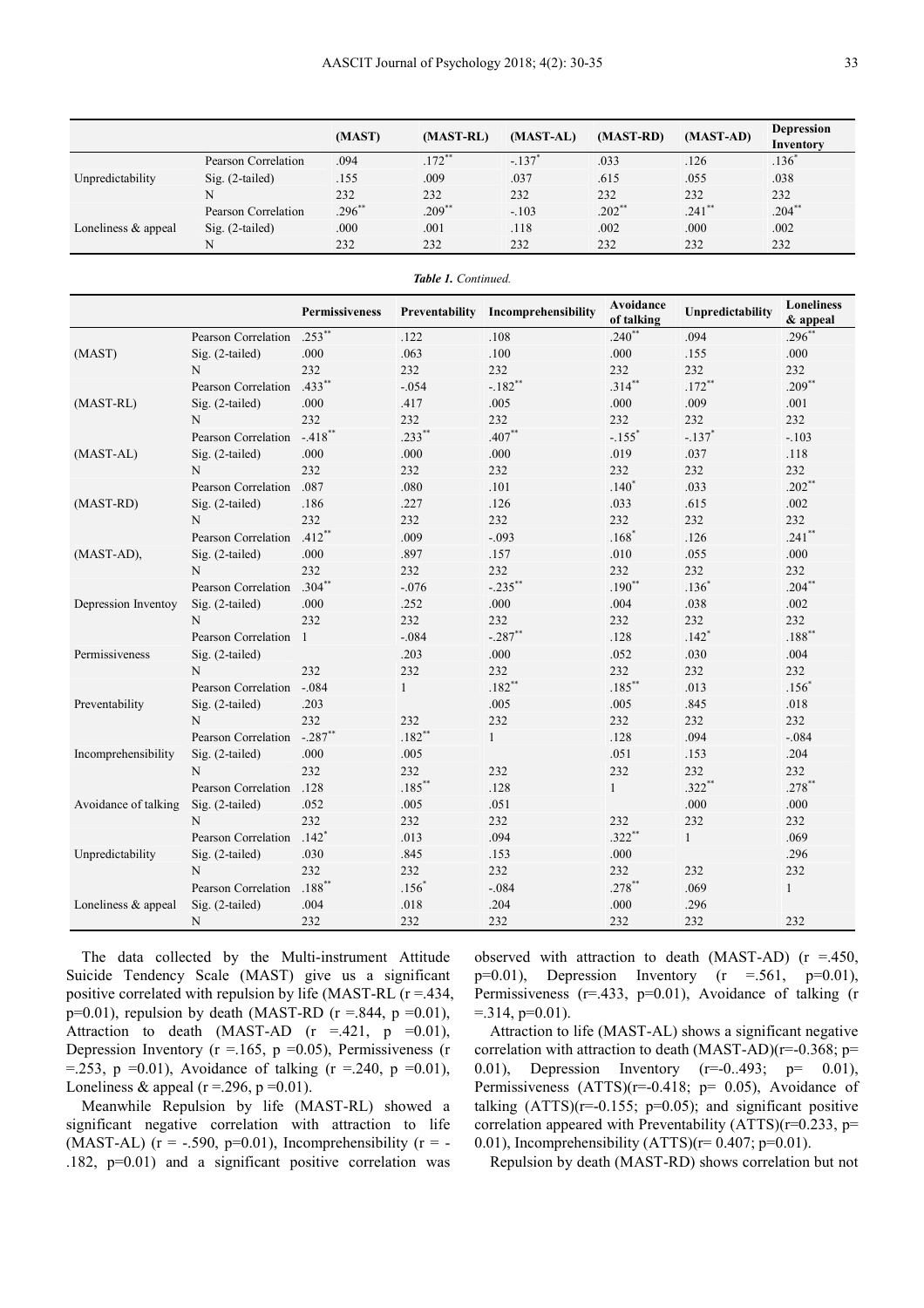|  |  | (MAST) | (MAST-RL) | (MAST-AL) | (MAST-RD) | (MAST-AD) | Depression Inventory |
|---|---|---|---|---|---|---|---|
| Unpredictability | Pearson Correlation | .094 | .172** | -.137* | .033 | .126 | .136* |
|  | Sig. (2-tailed) | .155 | .009 | .037 | .615 | .055 | .038 |
|  | N | 232 | 232 | 232 | 232 | 232 | 232 |
| Loneliness & appeal | Pearson Correlation | .296** | .209** | -.103 | .202** | .241** | .204** |
|  | Sig. (2-tailed) | .000 | .001 | .118 | .002 | .000 | .002 |
|  | N | 232 | 232 | 232 | 232 | 232 | 232 |

***Table 1.*** *Continued.*

|  |  | Permissiveness | Preventability | Incomprehensibility | Avoidance of talking | Unpredictability | Loneliness & appeal |
|---|---|---|---|---|---|---|---|
| (MAST) | Pearson Correlation | .253** | .122 | .108 | .240** | .094 | .296** |
|  | Sig. (2-tailed) | .000 | .063 | .100 | .000 | .155 | .000 |
|  | N | 232 | 232 | 232 | 232 | 232 | 232 |
| (MAST-RL) | Pearson Correlation | .433** | -.054 | -.182** | .314** | .172** | .209** |
|  | Sig. (2-tailed) | .000 | .417 | .005 | .000 | .009 | .001 |
|  | N | 232 | 232 | 232 | 232 | 232 | 232 |
| (MAST-AL) | Pearson Correlation | -.418** | .233** | .407** | -.155* | -.137* | -.103 |
|  | Sig. (2-tailed) | .000 | .000 | .000 | .019 | .037 | .118 |
|  | N | 232 | 232 | 232 | 232 | 232 | 232 |
| (MAST-RD) | Pearson Correlation | .087 | .080 | .101 | .140* | .033 | .202** |
|  | Sig. (2-tailed) | .186 | .227 | .126 | .033 | .615 | .002 |
|  | N | 232 | 232 | 232 | 232 | 232 | 232 |
| (MAST-AD), | Pearson Correlation | .412** | .009 | -.093 | .168* | .126 | .241** |
|  | Sig. (2-tailed) | .000 | .897 | .157 | .010 | .055 | .000 |
|  | N | 232 | 232 | 232 | 232 | 232 | 232 |
| Depression Inventoy | Pearson Correlation | .304** | -.076 | -.235** | .190** | .136* | .204** |
|  | Sig. (2-tailed) | .000 | .252 | .000 | .004 | .038 | .002 |
|  | N | 232 | 232 | 232 | 232 | 232 | 232 |
| Permissiveness | Pearson Correlation | 1 | -.084 | -.287** | .128 | .142* | .188** |
|  | Sig. (2-tailed) |  | .203 | .000 | .052 | .030 | .004 |
|  | N | 232 | 232 | 232 | 232 | 232 | 232 |
| Preventability | Pearson Correlation | -.084 | 1 | .182** | .185** | .013 | .156* |
|  | Sig. (2-tailed) | .203 |  | .005 | .005 | .845 | .018 |
|  | N | 232 | 232 | 232 | 232 | 232 | 232 |
| Incomprehensibility | Pearson Correlation | -.287** | .182** | 1 | .128 | .094 | -.084 |
|  | Sig. (2-tailed) | .000 | .005 |  | .051 | .153 | .204 |
|  | N | 232 | 232 | 232 | 232 | 232 | 232 |
| Avoidance of talking | Pearson Correlation | .128 | .185** | .128 | 1 | .322** | .278** |
|  | Sig. (2-tailed) | .052 | .005 | .051 |  | .000 | .000 |
|  | N | 232 | 232 | 232 | 232 | 232 | 232 |
| Unpredictability | Pearson Correlation | .142* | .013 | .094 | .322** | 1 | .069 |
|  | Sig. (2-tailed) | .030 | .845 | .153 | .000 |  | .296 |
|  | N | 232 | 232 | 232 | 232 | 232 | 232 |
| Loneliness & appeal | Pearson Correlation | .188** | .156* | -.084 | .278** | .069 | 1 |
|  | Sig. (2-tailed) | .004 | .018 | .204 | .000 | .296 |  |
|  | N | 232 | 232 | 232 | 232 | 232 | 232 |

The data collected by the Multi-instrument Attitude Suicide Tendency Scale (MAST) give us a significant positive correlated with repulsion by life (MAST-RL $r = .434$, $p=0.01$), repulsion by death (MAST-RD $(r = .844, p = 0.01)$, Attraction to death (MAST-AD $(r = .421, p = 0.01)$, Depression Inventory $(r = .165, p = 0.05)$, Permissiveness $(r = .253, p = 0.01)$, Avoidance of talking $(r = .240, p = 0.01)$, Loneliness & appeal $(r = .296, p = 0.01)$.

Meanwhile Repulsion by life (MAST-RL) showed a significant negative correlation with attraction to life (MAST-AL) $(r = -.590, p=0.01)$, Incomprehensibility $(r = -.182, p=0.01)$ and a significant positive correlation was observed with attraction to death (MAST-AD) $(r = .450, p=0.01)$, Depression Inventory $(r = .561, p=0.01)$, Permissiveness $(r=.433, p=0.01)$, Avoidance of talking $(r = .314, p=0.01)$.

Attraction to life (MAST-AL) shows a significant negative correlation with attraction to death (MAST-AD)$(r=-0.368; p= 0.01)$, Depression Inventory $(r=-0..493; p= 0.01)$, Permissiveness (ATTS)$(r=-0.418; p= 0.05)$, Avoidance of talking (ATTS)$(r=-0.155; p=0.05)$; and significant positive correlation appeared with Preventability (ATTS)$(r=0.233, p= 0.01)$, Incomprehensibility (ATTS)$(r= 0.407; p=0.01)$.

Repulsion by death (MAST-RD) shows correlation but not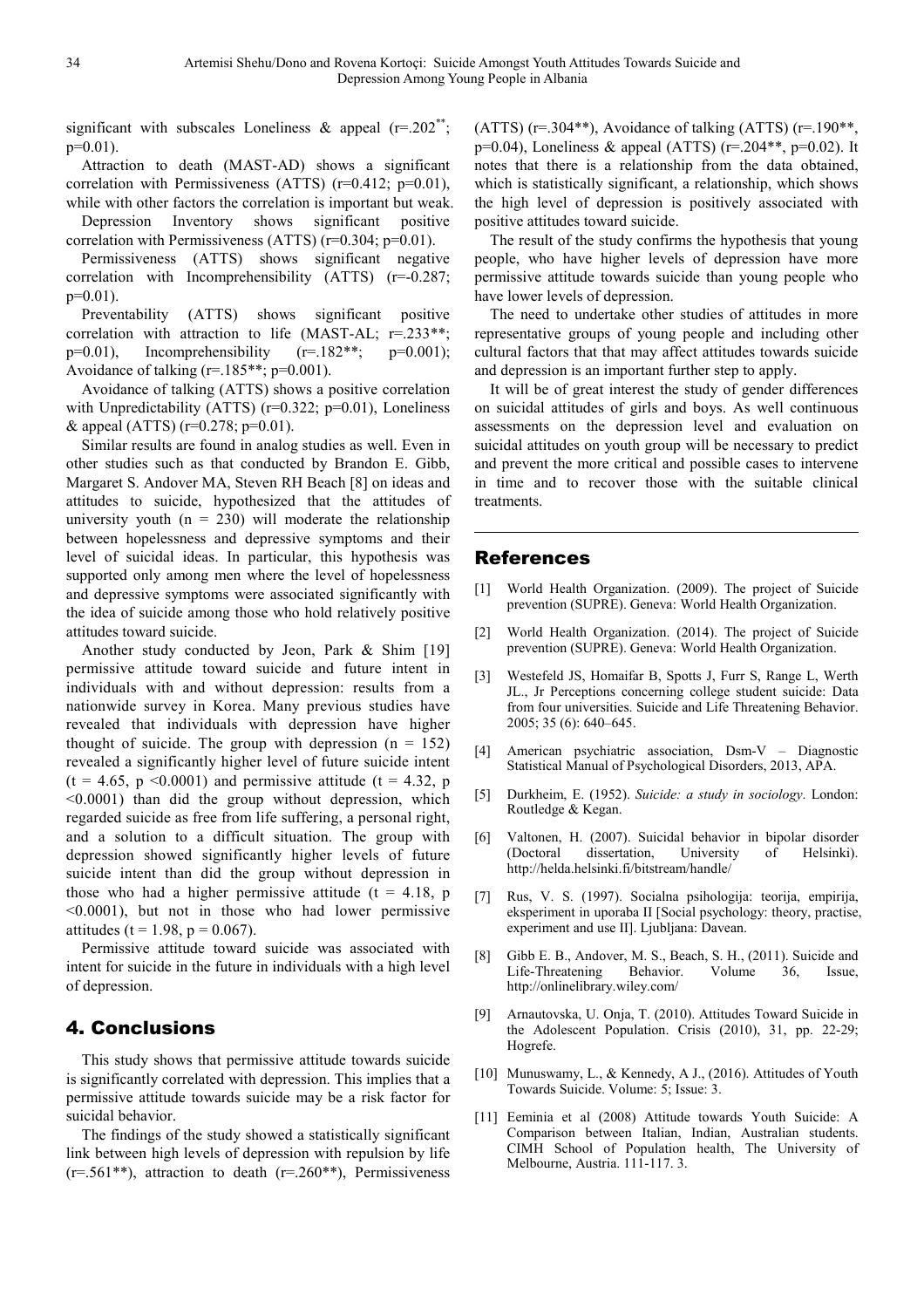significant with subscales Loneliness & appeal ($r=.202^{**}$; $p=0.01$).

Attraction to death (MAST-AD) shows a significant correlation with Permissiveness (ATTS) ($r=0.412$; $p=0.01$), while with other factors the correlation is important but weak.

Depression Inventory shows significant positive correlation with Permissiveness (ATTS) ($r=0.304$; $p=0.01$).

Permissiveness (ATTS) shows significant negative correlation with Incomprehensibility (ATTS) ($r=-0.287$; $p=0.01$).

Preventability (ATTS) shows significant positive correlation with attraction to life (MAST-AL; $r=.233^{**}$; $p=0.01$), Incomprehensibility ($r=.182^{**}$; $p=0.001$); Avoidance of talking ($r=.185^{**}$; $p=0.001$).

Avoidance of talking (ATTS) shows a positive correlation with Unpredictability (ATTS) ($r=0.322$; $p=0.01$), Loneliness & appeal (ATTS) ($r=0.278$; $p=0.01$).

Similar results are found in analog studies as well. Even in other studies such as that conducted by Brandon E. Gibb, Margaret S. Andover MA, Steven RH Beach [8] on ideas and attitudes to suicide, hypothesized that the attitudes of university youth ($n = 230$) will moderate the relationship between hopelessness and depressive symptoms and their level of suicidal ideas. In particular, this hypothesis was supported only among men where the level of hopelessness and depressive symptoms were associated significantly with the idea of suicide among those who hold relatively positive attitudes toward suicide.

Another study conducted by Jeon, Park & Shim [19] permissive attitude toward suicide and future intent in individuals with and without depression: results from a nationwide survey in Korea. Many previous studies have revealed that individuals with depression have higher thought of suicide. The group with depression ($n = 152$) revealed a significantly higher level of future suicide intent ($t = 4.65$, $p < 0.0001$) and permissive attitude ($t = 4.32$, $p < 0.0001$) than did the group without depression, which regarded suicide as free from life suffering, a personal right, and a solution to a difficult situation. The group with depression showed significantly higher levels of future suicide intent than did the group without depression in those who had a higher permissive attitude ($t = 4.18$, $p < 0.0001$), but not in those who had lower permissive attitudes ($t = 1.98$, $p = 0.067$).

Permissive attitude toward suicide was associated with intent for suicide in the future in individuals with a high level of depression.

## 4. Conclusions

This study shows that permissive attitude towards suicide is significantly correlated with depression. This implies that a permissive attitude towards suicide may be a risk factor for suicidal behavior.

The findings of the study showed a statistically significant link between high levels of depression with repulsion by life ($r=.561^{**}$), attraction to death ($r=.260^{**}$), Permissiveness (ATTS) ($r=.304^{**}$), Avoidance of talking (ATTS) ($r=.190^{**}$, $p=0.04$), Loneliness & appeal (ATTS) ($r=.204^{**}$, $p=0.02$). It notes that there is a relationship from the data obtained, which is statistically significant, a relationship, which shows the high level of depression is positively associated with positive attitudes toward suicide.

The result of the study confirms the hypothesis that young people, who have higher levels of depression have more permissive attitude towards suicide than young people who have lower levels of depression.

The need to undertake other studies of attitudes in more representative groups of young people and including other cultural factors that that may affect attitudes towards suicide and depression is an important further step to apply.

It will be of great interest the study of gender differences on suicidal attitudes of girls and boys. As well continuous assessments on the depression level and evaluation on suicidal attitudes on youth group will be necessary to predict and prevent the more critical and possible cases to intervene in time and to recover those with the suitable clinical treatments.

## References

[1] World Health Organization. (2009). The project of Suicide prevention (SUPRE). Geneva: World Health Organization.

[2] World Health Organization. (2014). The project of Suicide prevention (SUPRE). Geneva: World Health Organization.

[3] Westefeld JS, Homaifar B, Spotts J, Furr S, Range L, Werth JL., Jr Perceptions concerning college student suicide: Data from four universities. Suicide and Life Threatening Behavior. 2005; 35 (6): 640–645.

[4] American psychiatric association, Dsm-V – Diagnostic Statistical Manual of Psychological Disorders, 2013, APA.

[5] Durkheim, E. (1952). *Suicide: a study in sociology*. London: Routledge & Kegan.

[6] Valtonen, H. (2007). Suicidal behavior in bipolar disorder (Doctoral dissertation, University of Helsinki). http://helda.helsinki.fi/bitstream/handle/

[7] Rus, V. S. (1997). Socialna psihologija: teorija, empirija, eksperiment in uporaba II [Social psychology: theory, practise, experiment and use II]. Ljubljana: Davean.

[8] Gibb E. B., Andover, M. S., Beach, S. H., (2011). Suicide and Life-Threatening Behavior. Volume 36, Issue, http://onlinelibrary.wiley.com/

[9] Arnautovska, U. Onja, T. (2010). Attitudes Toward Suicide in the Adolescent Population. Crisis (2010), 31, pp. 22-29; Hogrefe.

[10] Munuswamy, L., & Kennedy, A J., (2016). Attitudes of Youth Towards Suicide. Volume: 5; Issue: 3.

[11] Eeminia et al (2008) Attitude towards Youth Suicide: A Comparison between Italian, Indian, Australian students. CIMH School of Population health, The University of Melbourne, Austria. 111-117. 3.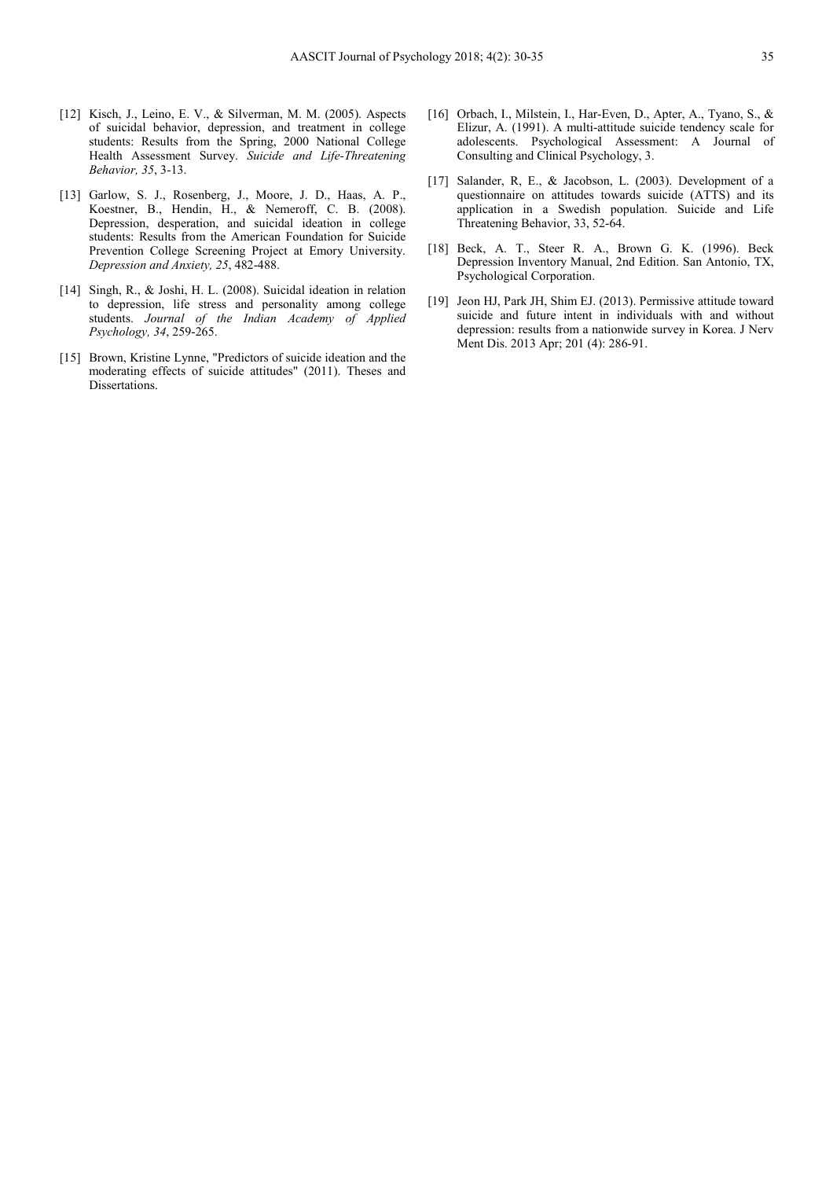[12] Kisch, J., Leino, E. V., & Silverman, M. M. (2005). Aspects of suicidal behavior, depression, and treatment in college students: Results from the Spring, 2000 National College Health Assessment Survey. *Suicide and Life-Threatening Behavior, 35*, 3-13.

[13] Garlow, S. J., Rosenberg, J., Moore, J. D., Haas, A. P., Koestner, B., Hendin, H., & Nemeroff, C. B. (2008). Depression, desperation, and suicidal ideation in college students: Results from the American Foundation for Suicide Prevention College Screening Project at Emory University. *Depression and Anxiety, 25*, 482-488.

[14] Singh, R., & Joshi, H. L. (2008). Suicidal ideation in relation to depression, life stress and personality among college students. *Journal of the Indian Academy of Applied Psychology, 34*, 259-265.

[15] Brown, Kristine Lynne, "Predictors of suicide ideation and the moderating effects of suicide attitudes" (2011). Theses and Dissertations.

[16] Orbach, I., Milstein, I., Har-Even, D., Apter, A., Tyano, S., & Elizur, A. (1991). A multi-attitude suicide tendency scale for adolescents. Psychological Assessment: A Journal of Consulting and Clinical Psychology, 3.

[17] Salander, R, E., & Jacobson, L. (2003). Development of a questionnaire on attitudes towards suicide (ATTS) and its application in a Swedish population. Suicide and Life Threatening Behavior, 33, 52-64.

[18] Beck, A. T., Steer R. A., Brown G. K. (1996). Beck Depression Inventory Manual, 2nd Edition. San Antonio, TX, Psychological Corporation.

[19] Jeon HJ, Park JH, Shim EJ. (2013). Permissive attitude toward suicide and future intent in individuals with and without depression: results from a nationwide survey in Korea. J Nerv Ment Dis. 2013 Apr; 201 (4): 286-91.